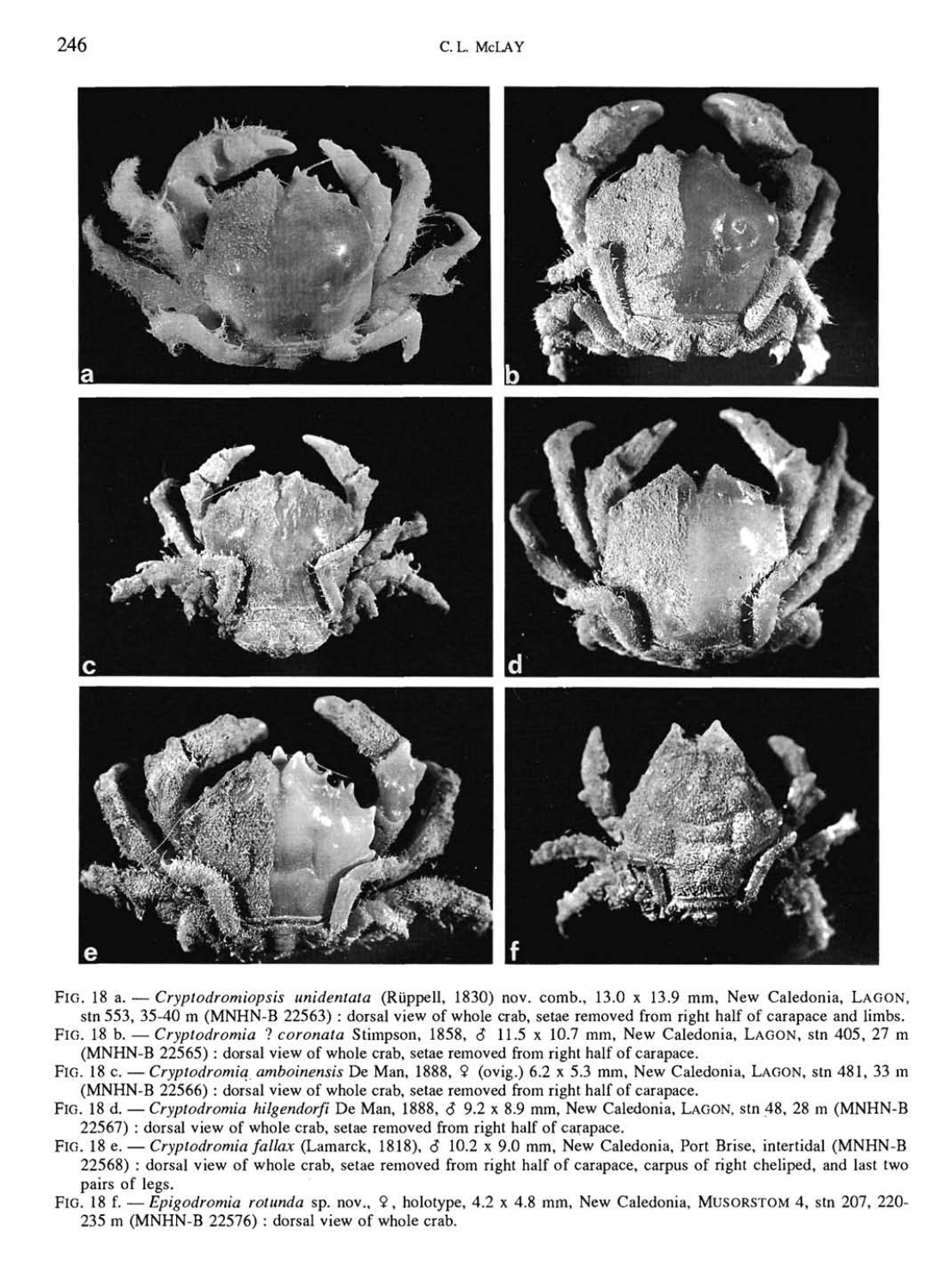FIG. 18 a. — *Cryptodromiopsis unidentata* (Rüppell, 1830) nov. comb., 13.0 x 13.9 mm, New Caledonia, LAGON, stn 553, 35-40 m (MNHN-B 22563) : dorsal view of whole crab, setae removed from right half of carapace and limbs.

FIG. 18 b. — *Cryptodromia ? coronata* Stimpson, 1858, ♂ 11.5 x 10.7 mm, New Caledonia, LAGON, stn 405, 27 m (MNHN-B 22565) : dorsal view of whole crab, setae removed from right half of carapace.

FIG. 18 c. — *Cryptodromia amboinensis* De Man, 1888, ♀ (ovig.) 6.2 x 5.3 mm, New Caledonia, LAGON, stn 481, 33 m (MNHN-B 22566) : dorsal view of whole crab, setae removed from right half of carapace.

FIG. 18 d. — *Cryptodromia hilgendorfi* De Man, 1888, ♂ 9.2 x 8.9 mm, New Caledonia, LAGON, stn 48, 28 m (MNHN-B 22567) : dorsal view of whole crab, setae removed from right half of carapace.

FIG. 18 e. — *Cryptodromia fallax* (Lamarck, 1818), ♂ 10.2 x 9.0 mm, New Caledonia, Port Brise, intertidal (MNHN-B 22568) : dorsal view of whole crab, setae removed from right half of carapace, carpus of right cheliped, and last two pairs of legs.

FIG. 18 f. — *Epigodromia rotunda* sp. nov., ♀, holotype, 4.2 x 4.8 mm, New Caledonia, MUSORSTOM 4, stn 207, 220-235 m (MNHN-B 22576) : dorsal view of whole crab.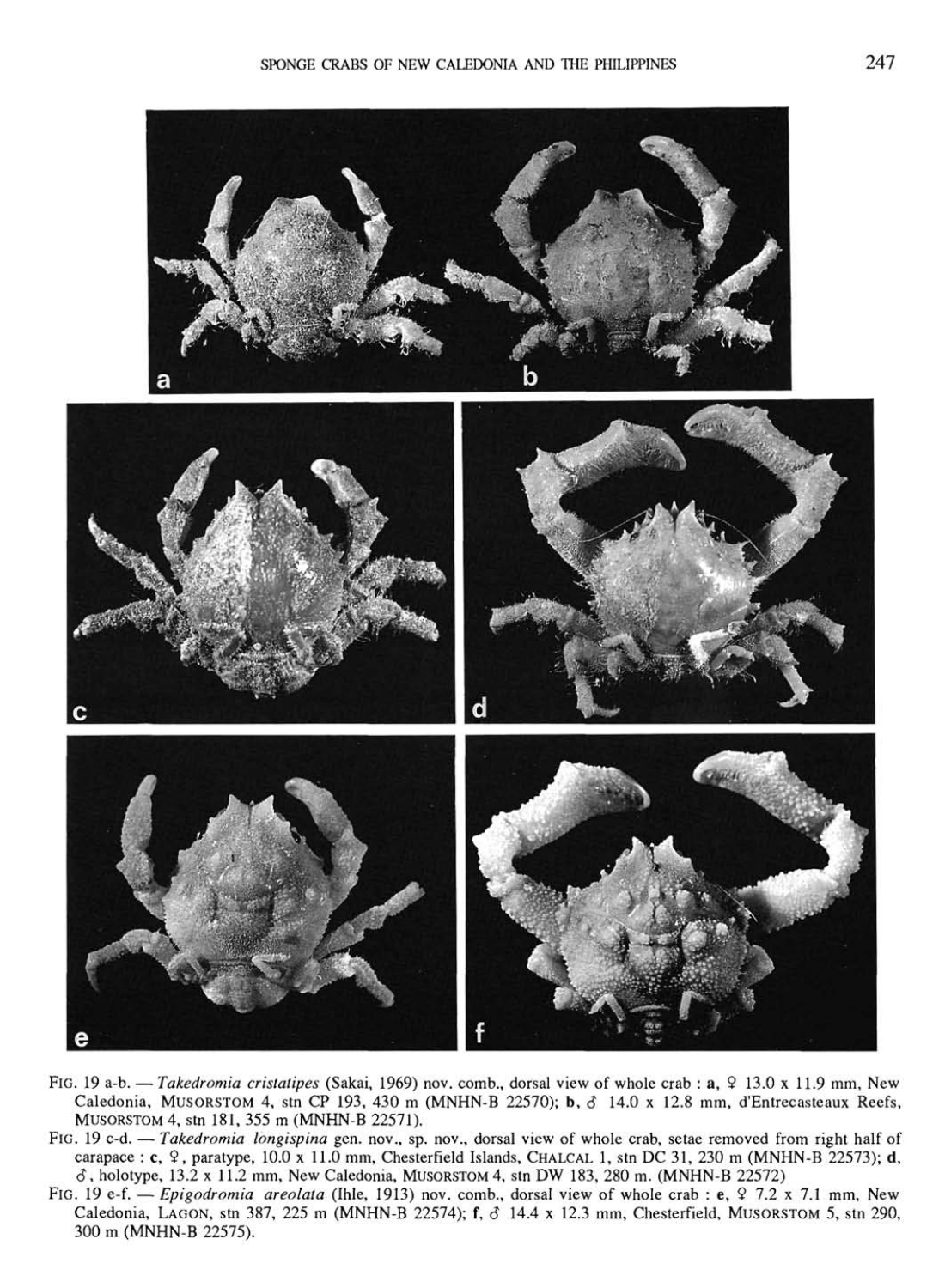FIG. 19 a-b. — *Takedromia cristatipes* (Sakai, 1969) nov. comb., dorsal view of whole crab : **a**, ♀ 13.0 x 11.9 mm, New Caledonia, MUSORSTOM 4, stn CP 193, 430 m (MNHN-B 22570); **b**, ♂ 14.0 x 12.8 mm, d'Entrecasteaux Reefs, MUSORSTOM 4, stn 181, 355 m (MNHN-B 22571).

FIG. 19 c-d. — *Takedromia longispina* gen. nov., sp. nov., dorsal view of whole crab, setae removed from right half of carapace : **c**, ♀, paratype, 10.0 x 11.0 mm, Chesterfield Islands, CHALCAL 1, stn DC 31, 230 m (MNHN-B 22573); **d**, ♂, holotype, 13.2 x 11.2 mm, New Caledonia, MUSORSTOM 4, stn DW 183, 280 m. (MNHN-B 22572)

FIG. 19 e-f. — *Epigodromia areolata* (Ihle, 1913) nov. comb., dorsal view of whole crab : **e**, ♀ 7.2 x 7.1 mm, New Caledonia, LAGON, stn 387, 225 m (MNHN-B 22574); **f**, ♂ 14.4 x 12.3 mm, Chesterfield, MUSORSTOM 5, stn 290, 300 m (MNHN-B 22575).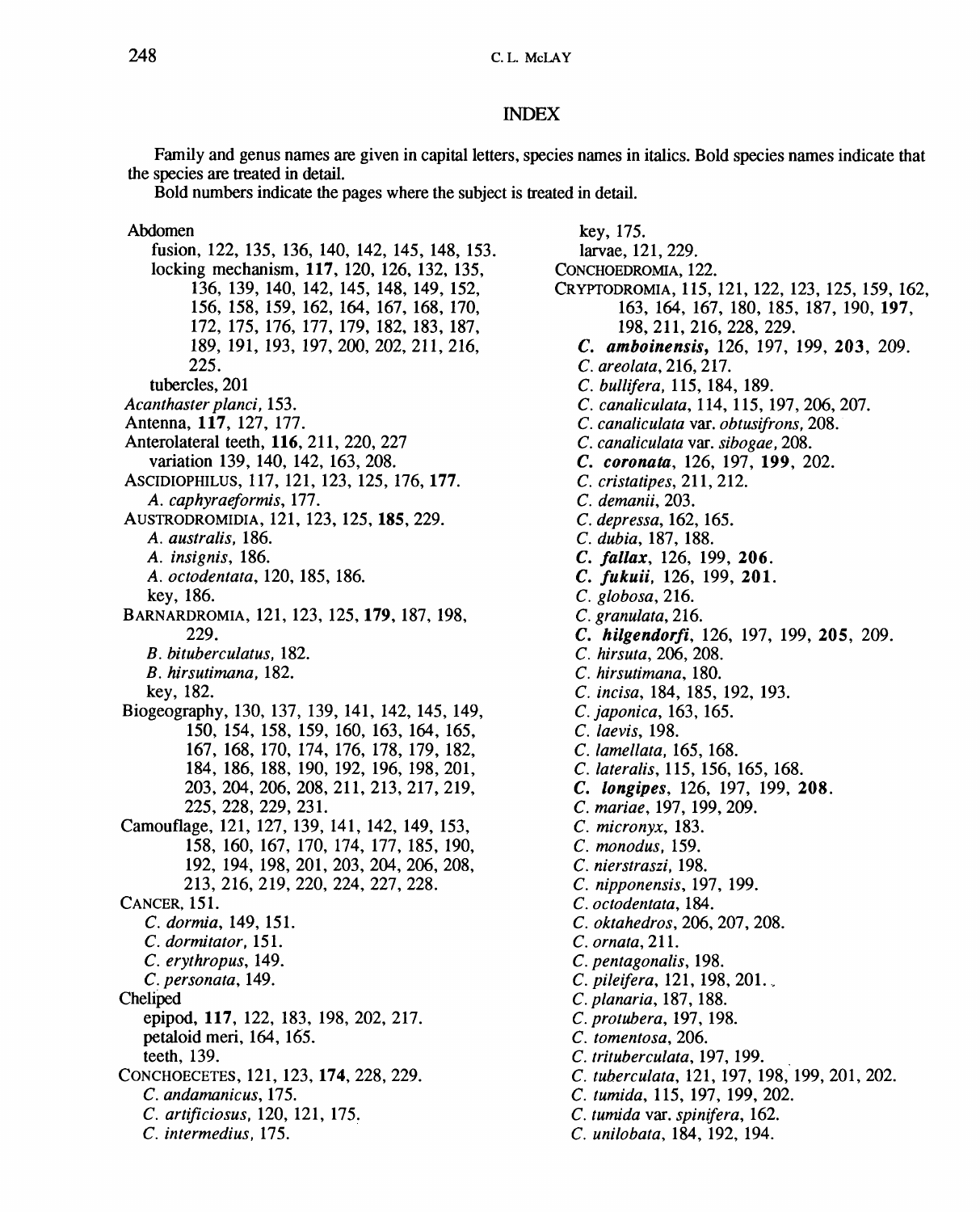## INDEX

Family and genus names are given in capital letters, species names in italics. Bold species names indicate that the species are treated in detail.

Bold numbers indicate the pages where the subject is treated in detail.

Abdomen
- fusion, 122, 135, 136, 140, 142, 145, 148, 153.
- locking mechanism, **117**, 120, 126, 132, 135, 136, 139, 140, 142, 145, 148, 149, 152, 156, 158, 159, 162, 164, 167, 168, 170, 172, 175, 176, 177, 179, 182, 183, 187, 189, 191, 193, 197, 200, 202, 211, 216, 225.
- tubercles, 201

*Acanthaster planci*, 153.

Antenna, **117**, 127, 177.

Anterolateral teeth, **116**, 211, 220, 227
- variation 139, 140, 142, 163, 208.

ASCIDIOPHILUS, 117, 121, 123, 125, 176, **177**.
- *A. caphyraeformis*, 177.

AUSTRODROMIDIA, 121, 123, 125, **185**, 229.
- *A. australis*, 186.
- *A. insignis*, 186.
- *A. octodentata*, 120, 185, 186.
- key, 186.

BARNARDROMIA, 121, 123, 125, **179**, 187, 198, 229.
- *B. bituberculatus*, 182.
- *B. hirsutimana*, 182.
- key, 182.

Biogeography, 130, 137, 139, 141, 142, 145, 149, 150, 154, 158, 159, 160, 163, 164, 165, 167, 168, 170, 174, 176, 178, 179, 182, 184, 186, 188, 190, 192, 196, 198, 201, 203, 204, 206, 208, 211, 213, 217, 219, 225, 228, 229, 231.

Camouflage, 121, 127, 139, 141, 142, 149, 153, 158, 160, 167, 170, 174, 177, 185, 190, 192, 194, 198, 201, 203, 204, 206, 208, 213, 216, 219, 220, 224, 227, 228.

CANCER, 151.
- *C. dormia*, 149, 151.
- *C. dormitator*, 151.
- *C. erythropus*, 149.
- *C. personata*, 149.

Cheliped
- epipod, **117**, 122, 183, 198, 202, 217.
- petaloid meri, 164, 165.
- teeth, 139.

CONCHOECETES, 121, 123, **174**, 228, 229.
- *C. andamanicus*, 175.
- *C. artificiosus*, 120, 121, 175.
- *C. intermedius*, 175.
- key, 175.
- larvae, 121, 229.

CONCHOEDROMIA, 122.

CRYPTODROMIA, 115, 121, 122, 123, 125, 159, 162, 163, 164, 167, 180, 185, 187, 190, **197**, 198, 211, 216, 228, 229.
- ***C. amboinensis***, 126, 197, 199, **203**, 209.
- *C. areolata*, 216, 217.
- *C. bullifera*, 115, 184, 189.
- *C. canaliculata*, 114, 115, 197, 206, 207.
- *C. canaliculata* var. *obtusifrons*, 208.
- *C. canaliculata* var. *sibogae*, 208.
- ***C. coronata***, 126, 197, **199**, 202.
- *C. cristatipes*, 211, 212.
- *C. demanii*, 203.
- *C. depressa*, 162, 165.
- *C. dubia*, 187, 188.
- ***C. fallax***, 126, 199, **206**.
- ***C. fukuii***, 126, 199, **201**.
- *C. globosa*, 216.
- *C. granulata*, 216.
- ***C. hilgendorfi***, 126, 197, 199, **205**, 209.
- *C. hirsuta*, 206, 208.
- *C. hirsutimana*, 180.
- *C. incisa*, 184, 185, 192, 193.
- *C. japonica*, 163, 165.
- *C. laevis*, 198.
- *C. lamellata*, 165, 168.
- *C. lateralis*, 115, 156, 165, 168.
- ***C. longipes***, 126, 197, 199, **208**.
- *C. mariae*, 197, 199, 209.
- *C. micronyx*, 183.
- *C. monodus*, 159.
- *C. nierstraszi*, 198.
- *C. nipponensis*, 197, 199.
- *C. octodentata*, 184.
- *C. oktahedros*, 206, 207, 208.
- *C. ornata*, 211.
- *C. pentagonalis*, 198.
- *C. pileifera*, 121, 198, 201.
- *C. planaria*, 187, 188.
- *C. protubera*, 197, 198.
- *C. tomentosa*, 206.
- *C. trituberculata*, 197, 199.
- *C. tuberculata*, 121, 197, 198, 199, 201, 202.
- *C. tumida*, 115, 197, 199, 202.
- *C. tumida* var. *spinifera*, 162.
- *C. unilobata*, 184, 192, 194.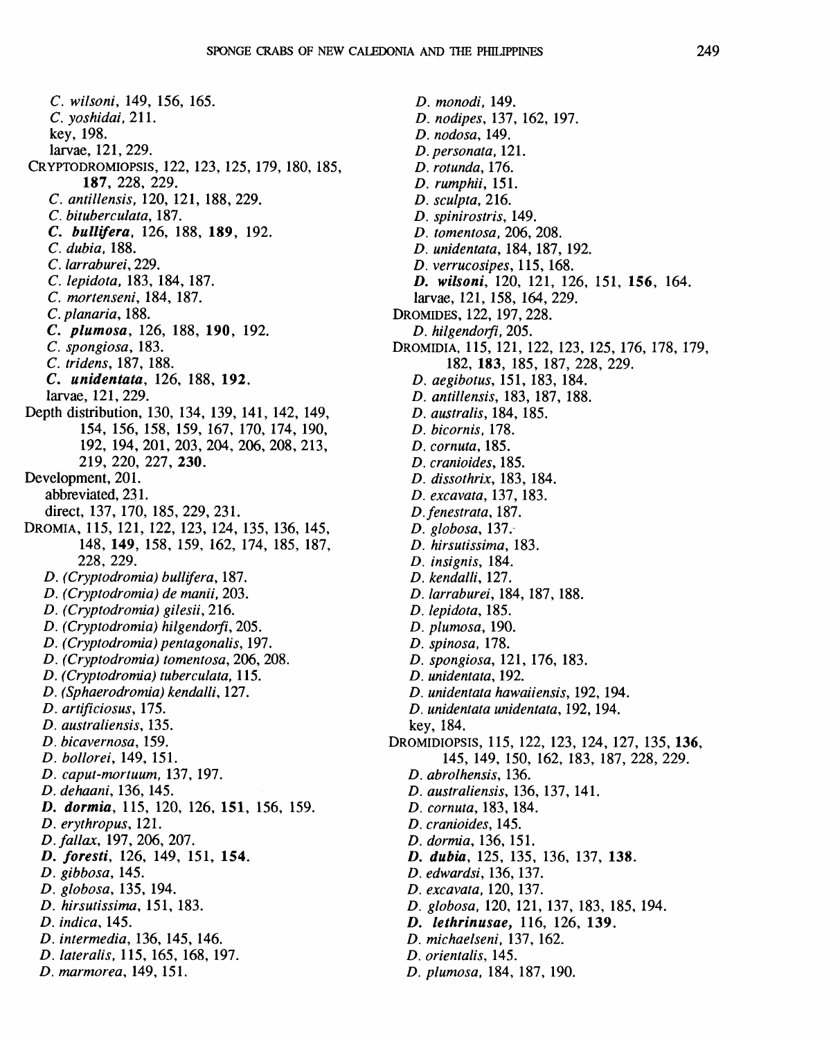*C. wilsoni*, 149, 156, 165.
*C. yoshidai*, 211.
key, 198.
larvae, 121, 229.
CRYPTODROMIOPSIS, 122, 123, 125, 179, 180, 185, **187**, 228, 229.
*C. antillensis*, 120, 121, 188, 229.
*C. bituberculata*, 187.
***C. bullifera***, 126, 188, **189**, 192.
*C. dubia*, 188.
*C. larraburei*, 229.
*C. lepidota*, 183, 184, 187.
*C. mortenseni*, 184, 187.
*C. planaria*, 188.
***C. plumosa***, 126, 188, **190**, 192.
*C. spongiosa*, 183.
*C. tridens*, 187, 188.
***C. unidentata***, 126, 188, **192**.
larvae, 121, 229.
Depth distribution, 130, 134, 139, 141, 142, 149, 154, 156, 158, 159, 167, 170, 174, 190, 192, 194, 201, 203, 204, 206, 208, 213, 219, 220, 227, **230**.
Development, 201.
abbreviated, 231.
direct, 137, 170, 185, 229, 231.
DROMIA, 115, 121, 122, 123, 124, 135, 136, 145, 148, **149**, 158, 159, 162, 174, 185, 187, 228, 229.
*D. (Cryptodromia) bullifera*, 187.
*D. (Cryptodromia) de manii*, 203.
*D. (Cryptodromia) gilesii*, 216.
*D. (Cryptodromia) hilgendorfi*, 205.
*D. (Cryptodromia) pentagonalis*, 197.
*D. (Cryptodromia) tomentosa*, 206, 208.
*D. (Cryptodromia) tuberculata*, 115.
*D. (Sphaerodromia) kendalli*, 127.
*D. artificiosus*, 175.
*D. australiensis*, 135.
*D. bicavernosa*, 159.
*D. bollorei*, 149, 151.
*D. caput-mortuum*, 137, 197.
*D. dehaani*, 136, 145.
***D. dormia***, 115, 120, 126, **151**, 156, 159.
*D. erythropus*, 121.
*D. fallax*, 197, 206, 207.
***D. foresti***, 126, 149, 151, **154**.
*D. gibbosa*, 145.
*D. globosa*, 135, 194.
*D. hirsutissima*, 151, 183.
*D. indica*, 145.
*D. intermedia*, 136, 145, 146.
*D. lateralis*, 115, 165, 168, 197.
*D. marmorea*, 149, 151.
*D. monodi*, 149.
*D. nodipes*, 137, 162, 197.
*D. nodosa*, 149.
*D. personata*, 121.
*D. rotunda*, 176.
*D. rumphii*, 151.
*D. sculpta*, 216.
*D. spinirostris*, 149.
*D. tomentosa*, 206, 208.
*D. unidentata*, 184, 187, 192.
*D. verrucosipes*, 115, 168.
***D. wilsoni***, 120, 121, 126, 151, **156**, 164.
larvae, 121, 158, 164, 229.
DROMIDES, 122, 197, 228.
*D. hilgendorfi*, 205.
DROMIDIA, 115, 121, 122, 123, 125, 176, 178, 179, 182, **183**, 185, 187, 228, 229.
*D. aegibotus*, 151, 183, 184.
*D. antillensis*, 183, 187, 188.
*D. australis*, 184, 185.
*D. bicornis*, 178.
*D. cornuta*, 185.
*D. cranioides*, 185.
*D. dissothrix*, 183, 184.
*D. excavata*, 137, 183.
*D. fenestrata*, 187.
*D. globosa*, 137.
*D. hirsutissima*, 183.
*D. insignis*, 184.
*D. kendalli*, 127.
*D. larraburei*, 184, 187, 188.
*D. lepidota*, 185.
*D. plumosa*, 190.
*D. spinosa*, 178.
*D. spongiosa*, 121, 176, 183.
*D. unidentata*, 192.
*D. unidentata hawaiiensis*, 192, 194.
*D. unidentata unidentata*, 192, 194.
key, 184.
DROMIDIOPSIS, 115, 122, 123, 124, 127, 135, **136**, 145, 149, 150, 162, 183, 187, 228, 229.
*D. abrolhensis*, 136.
*D. australiensis*, 136, 137, 141.
*D. cornuta*, 183, 184.
*D. cranioides*, 145.
*D. dormia*, 136, 151.
***D. dubia***, 125, 135, 136, 137, **138**.
*D. edwardsi*, 136, 137.
*D. excavata*, 120, 137.
*D. globosa*, 120, 121, 137, 183, 185, 194.
***D. lethrinusae***, 116, 126, **139**.
*D. michaelseni*, 137, 162.
*D. orientalis*, 145.
*D. plumosa*, 184, 187, 190.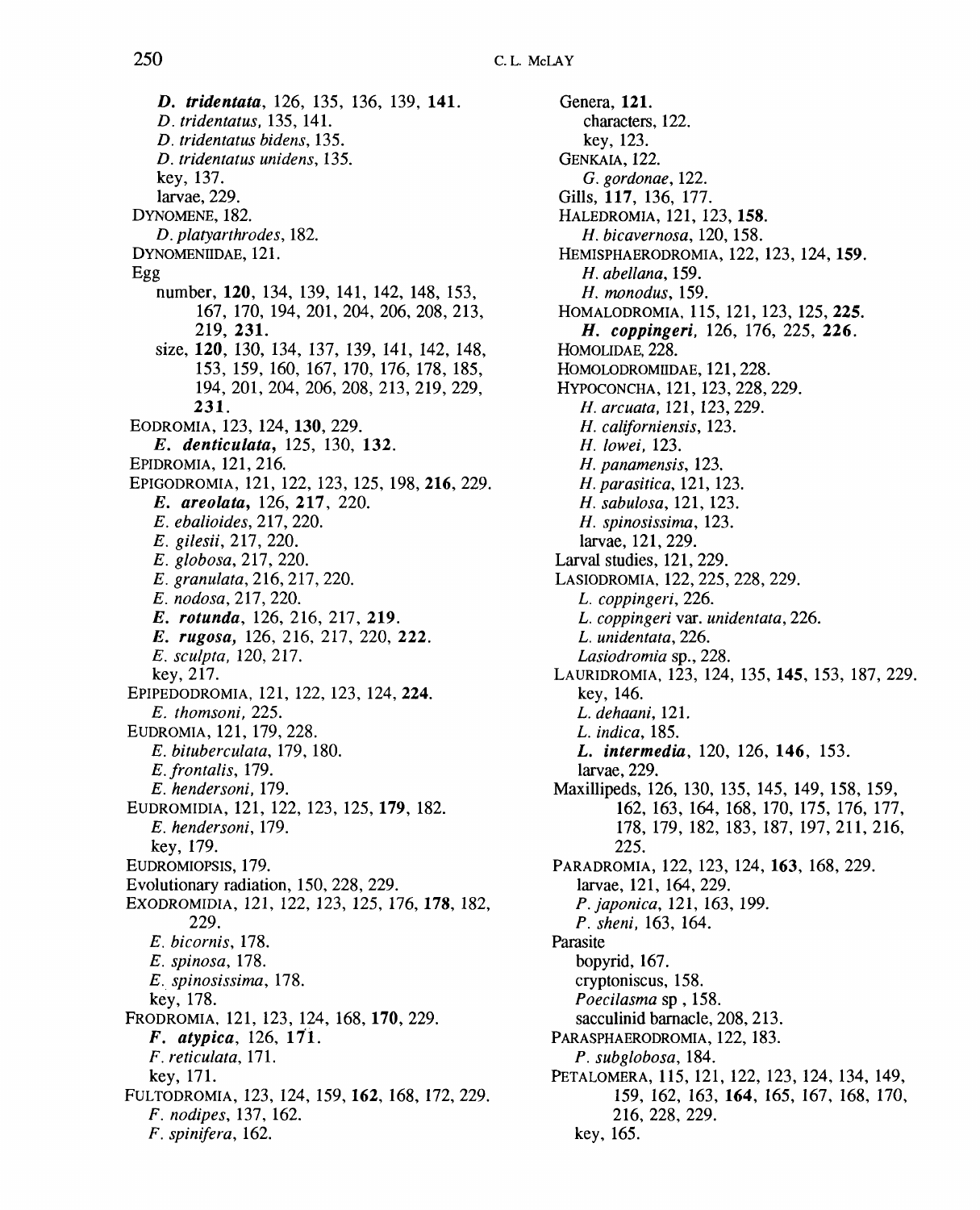*D. tridentata*, 126, 135, 136, 139, **141**.
*D. tridentatus*, 135, 141.
*D. tridentatus bidens*, 135.
*D. tridentatus unidens*, 135.
key, 137.
larvae, 229.
DYNOMENE, 182.
*D. platyarthrodes*, 182.
DYNOMENIIDAE, 121.
Egg
number, **120**, 134, 139, 141, 142, 148, 153, 167, 170, 194, 201, 204, 206, 208, 213, 219, **231**.
size, **120**, 130, 134, 137, 139, 141, 142, 148, 153, 159, 160, 167, 170, 176, 178, 185, 194, 201, 204, 206, 208, 213, 219, 229, **231**.
EODROMIA, 123, 124, **130**, 229.
***E. denticulata***, 125, 130, **132**.
EPIDROMIA, 121, 216.
EPIGODROMIA, 121, 122, 123, 125, 198, **216**, 229.
***E. areolata***, 126, **217**, 220.
*E. ebalioides*, 217, 220.
*E. gilesii*, 217, 220.
*E. globosa*, 217, 220.
*E. granulata*, 216, 217, 220.
*E. nodosa*, 217, 220.
***E. rotunda***, 126, 216, 217, **219**.
***E. rugosa***, 126, 216, 217, 220, **222**.
*E. sculpta*, 120, 217.
key, 217.
EPIPEDODROMIA, 121, 122, 123, 124, **224**.
*E. thomsoni*, 225.
EUDROMIA, 121, 179, 228.
*E. bituberculata*, 179, 180.
*E. frontalis*, 179.
*E. hendersoni*, 179.
EUDROMIDIA, 121, 122, 123, 125, **179**, 182.
*E. hendersoni*, 179.
key, 179.
EUDROMIOPSIS, 179.
Evolutionary radiation, 150, 228, 229.
EXODROMIDIA, 121, 122, 123, 125, 176, **178**, 182, 229.
*E. bicornis*, 178.
*E. spinosa*, 178.
*E. spinosissima*, 178.
key, 178.
FRODROMIA, 121, 123, 124, 168, **170**, 229.
***F. atypica***, 126, **171**.
*F. reticulata*, 171.
key, 171.
FULTODROMIA, 123, 124, 159, **162**, 168, 172, 229.
*F. nodipes*, 137, 162.
*F. spinifera*, 162.
Genera, **121**.
characters, 122.
key, 123.
GENKAIA, 122.
*G. gordonae*, 122.
Gills, **117**, 136, 177.
HALEDROMIA, 121, 123, **158**.
*H. bicavernosa*, 120, 158.
HEMISPHAERODROMIA, 122, 123, 124, **159**.
*H. abellana*, 159.
*H. monodus*, 159.
HOMALODROMIA, 115, 121, 123, 125, **225**.
***H. coppingeri***, 126, 176, 225, **226**.
HOMOLIDAE, 228.
HOMOLODROMIIDAE, 121, 228.
HYPOCONCHA, 121, 123, 228, 229.
*H. arcuata*, 121, 123, 229.
*H. californiensis*, 123.
*H. lowei*, 123.
*H. panamensis*, 123.
*H. parasitica*, 121, 123.
*H. sabulosa*, 121, 123.
*H. spinosissima*, 123.
larvae, 121, 229.
Larval studies, 121, 229.
LASIODROMIA, 122, 225, 228, 229.
*L. coppingeri*, 226.
*L. coppingeri* var. *unidentata*, 226.
*L. unidentata*, 226.
*Lasiodromia* sp., 228.
LAURIDROMIA, 123, 124, 135, **145**, 153, 187, 229.
key, 146.
*L. dehaani*, 121.
*L. indica*, 185.
***L. intermedia***, 120, 126, **146**, 153.
larvae, 229.
Maxillipeds, 126, 130, 135, 145, 149, 158, 159, 162, 163, 164, 168, 170, 175, 176, 177, 178, 179, 182, 183, 187, 197, 211, 216, 225.
PARADROMIA, 122, 123, 124, **163**, 168, 229.
larvae, 121, 164, 229.
*P. japonica*, 121, 163, 199.
*P. sheni*, 163, 164.
Parasite
bopyrid, 167.
cryptoniscus, 158.
*Poecilasma* sp , 158.
sacculinid barnacle, 208, 213.
PARASPHAERODROMIA, 122, 183.
*P. subglobosa*, 184.
PETALOMERA, 115, 121, 122, 123, 124, 134, 149, 159, 162, 163, **164**, 165, 167, 168, 170, 216, 228, 229.
key, 165.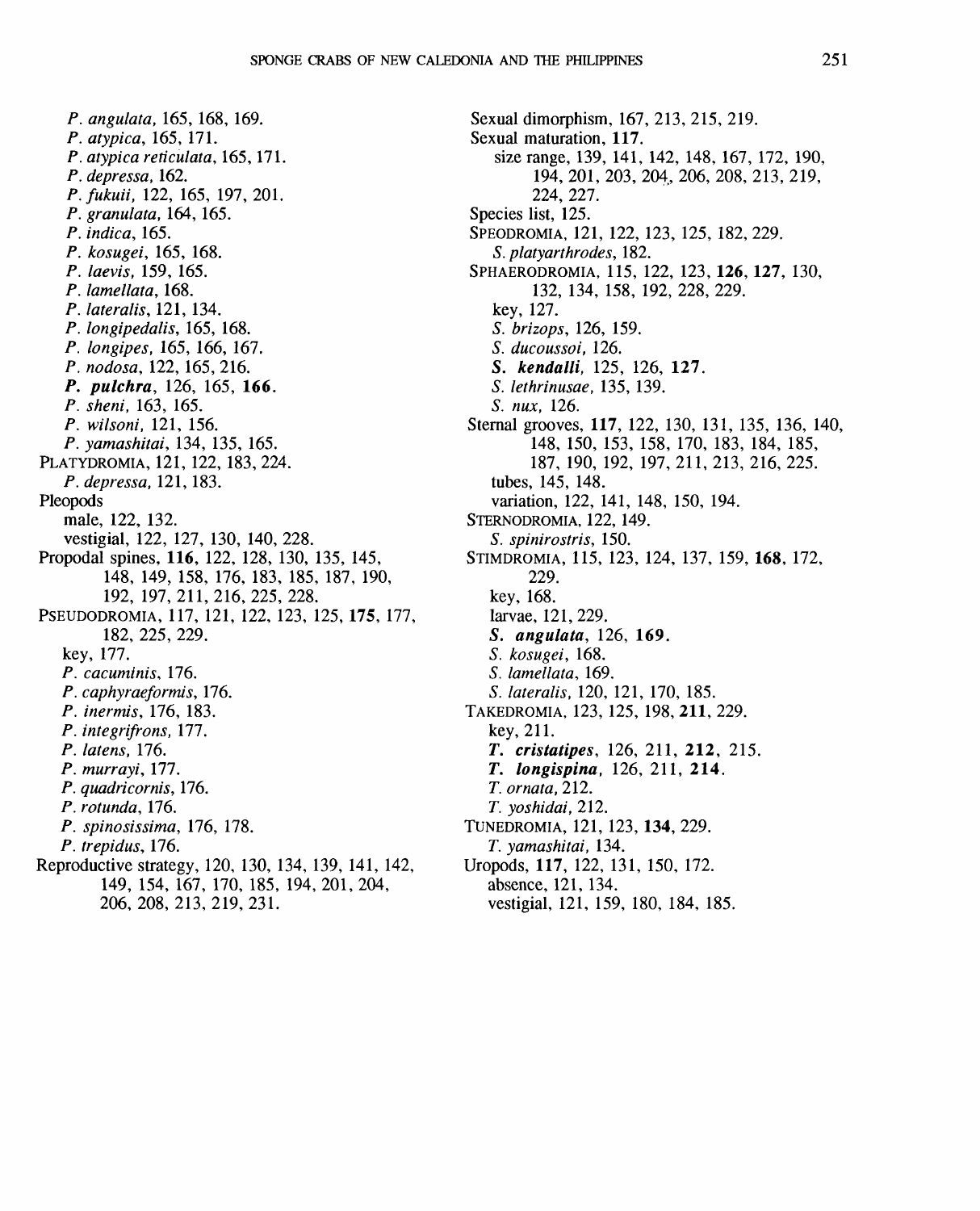*P. angulata*, 165, 168, 169.
*P. atypica*, 165, 171.
*P. atypica reticulata*, 165, 171.
*P. depressa*, 162.
*P. fukuii*, 122, 165, 197, 201.
*P. granulata*, 164, 165.
*P. indica*, 165.
*P. kosugei*, 165, 168.
*P. laevis*, 159, 165.
*P. lamellata*, 168.
*P. lateralis*, 121, 134.
*P. longipedalis*, 165, 168.
*P. longipes*, 165, 166, 167.
*P. nodosa*, 122, 165, 216.
***P. pulchra***, 126, 165, **166**.
*P. sheni*, 163, 165.
*P. wilsoni*, 121, 156.
*P. yamashitai*, 134, 135, 165.
PLATYDROMIA, 121, 122, 183, 224.
*P. depressa*, 121, 183.
Pleopods
male, 122, 132.
vestigial, 122, 127, 130, 140, 228.
Propodal spines, **116**, 122, 128, 130, 135, 145, 148, 149, 158, 176, 183, 185, 187, 190, 192, 197, 211, 216, 225, 228.
PSEUDODROMIA, 117, 121, 122, 123, 125, **175**, 177, 182, 225, 229.
key, 177.
*P. cacuminis*, 176.
*P. caphyraeformis*, 176.
*P. inermis*, 176, 183.
*P. integrifrons*, 177.
*P. latens*, 176.
*P. murrayi*, 177.
*P. quadricornis*, 176.
*P. rotunda*, 176.
*P. spinosissima*, 176, 178.
*P. trepidus*, 176.
Reproductive strategy, 120, 130, 134, 139, 141, 142, 149, 154, 167, 170, 185, 194, 201, 204, 206, 208, 213, 219, 231.

Sexual dimorphism, 167, 213, 215, 219.
Sexual maturation, **117**.
size range, 139, 141, 142, 148, 167, 172, 190, 194, 201, 203, 204, 206, 208, 213, 219, 224, 227.
Species list, 125.
SPEODROMIA, 121, 122, 123, 125, 182, 229.
*S. platyarthrodes*, 182.
SPHAERODROMIA, 115, 122, 123, **126**, **127**, 130, 132, 134, 158, 192, 228, 229.
key, 127.
*S. brizops*, 126, 159.
*S. ducoussoi*, 126.
***S. kendalli***, 125, 126, **127**.
*S. lethrinusae*, 135, 139.
*S. nux*, 126.
Sternal grooves, **117**, 122, 130, 131, 135, 136, 140, 148, 150, 153, 158, 170, 183, 184, 185, 187, 190, 192, 197, 211, 213, 216, 225.
tubes, 145, 148.
variation, 122, 141, 148, 150, 194.
STERNODROMIA, 122, 149.
*S. spinirostris*, 150.
STIMDROMIA, 115, 123, 124, 137, 159, **168**, 172, 229.
key, 168.
larvae, 121, 229.
***S. angulata***, 126, **169**.
*S. kosugei*, 168.
*S. lamellata*, 169.
*S. lateralis*, 120, 121, 170, 185.
TAKEDROMIA, 123, 125, 198, **211**, 229.
key, 211.
***T. cristatipes***, 126, 211, **212**, 215.
***T. longispina***, 126, 211, **214**.
*T. ornata*, 212.
*T. yoshidai*, 212.
TUNEDROMIA, 121, 123, **134**, 229.
*T. yamashitai*, 134.
Uropods, **117**, 122, 131, 150, 172.
absence, 121, 134.
vestigial, 121, 159, 180, 184, 185.